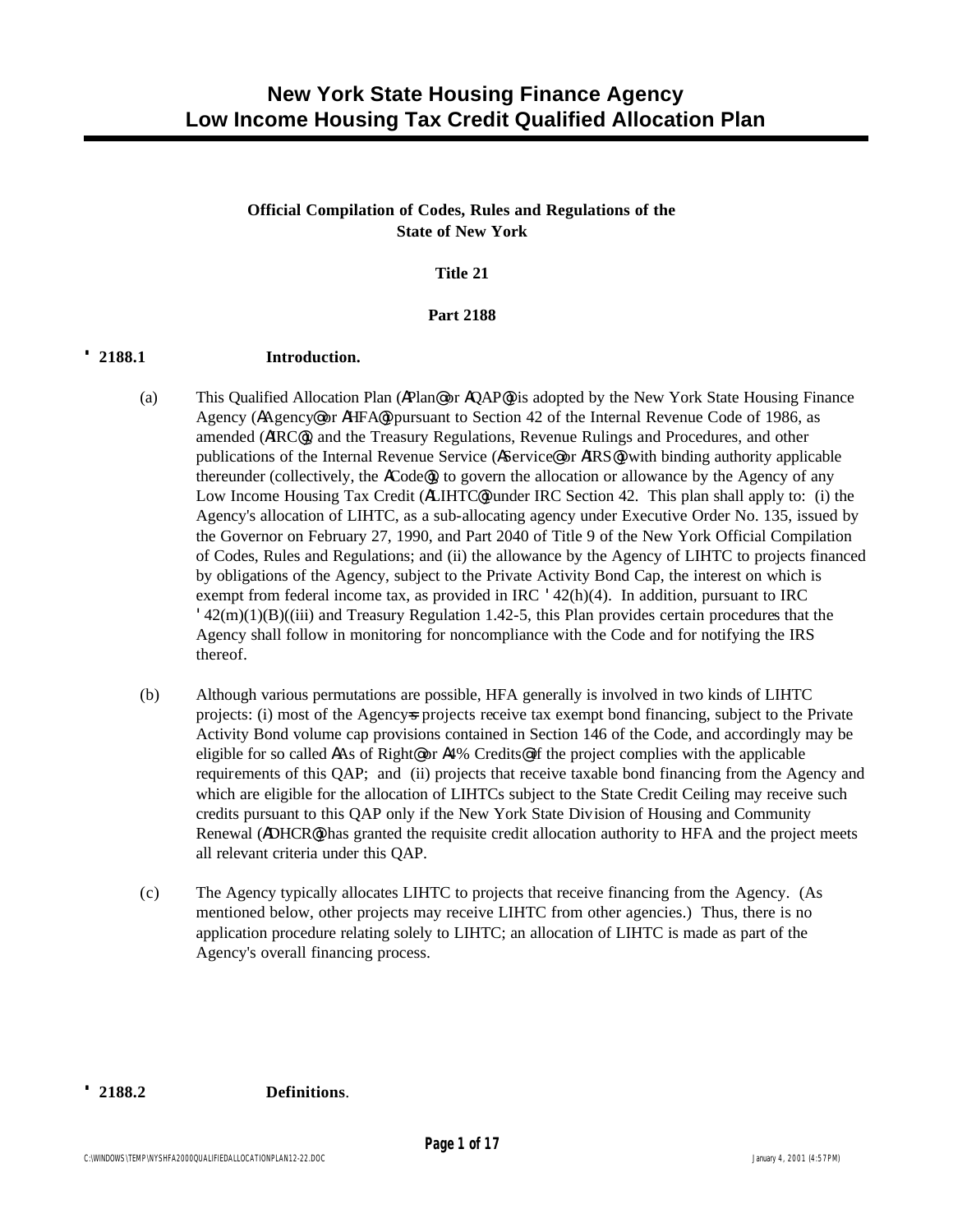# New York State Housing Finance Agency
# Low Income Housing Tax Credit Qualified Allocation Plan

**Official Compilation of Codes, Rules and Regulations of the State of New York**

**Title 21**

**Part 2188**

## ' 2188.1 Introduction.

(a) This Qualified Allocation Plan (APlan@ or AQAP@) is adopted by the New York State Housing Finance Agency (AAgency@ or AHFA@) pursuant to Section 42 of the Internal Revenue Code of 1986, as amended (AIRC@), and the Treasury Regulations, Revenue Rulings and Procedures, and other publications of the Internal Revenue Service (AService@ or AIRS@) with binding authority applicable thereunder (collectively, the ACode@), to govern the allocation or allowance by the Agency of any Low Income Housing Tax Credit (ALIHTC@) under IRC Section 42. This plan shall apply to: (i) the Agency's allocation of LIHTC, as a sub-allocating agency under Executive Order No. 135, issued by the Governor on February 27, 1990, and Part 2040 of Title 9 of the New York Official Compilation of Codes, Rules and Regulations; and (ii) the allowance by the Agency of LIHTC to projects financed by obligations of the Agency, subject to the Private Activity Bond Cap, the interest on which is exempt from federal income tax, as provided in IRC ' 42(h)(4). In addition, pursuant to IRC ' 42(m)(1)(B)((iii) and Treasury Regulation 1.42-5, this Plan provides certain procedures that the Agency shall follow in monitoring for noncompliance with the Code and for notifying the IRS thereof.

(b) Although various permutations are possible, HFA generally is involved in two kinds of LIHTC projects: (i) most of the Agency=s projects receive tax exempt bond financing, subject to the Private Activity Bond volume cap provisions contained in Section 146 of the Code, and accordingly may be eligible for so called AAs of Right@ or A4% Credits@ if the project complies with the applicable requirements of this QAP; and (ii) projects that receive taxable bond financing from the Agency and which are eligible for the allocation of LIHTCs subject to the State Credit Ceiling may receive such credits pursuant to this QAP only if the New York State Division of Housing and Community Renewal (ADHCR@) has granted the requisite credit allocation authority to HFA and the project meets all relevant criteria under this QAP.

(c) The Agency typically allocates LIHTC to projects that receive financing from the Agency. (As mentioned below, other projects may receive LIHTC from other agencies.) Thus, there is no application procedure relating solely to LIHTC; an allocation of LIHTC is made as part of the Agency's overall financing process.

## ' 2188.2 Definitions.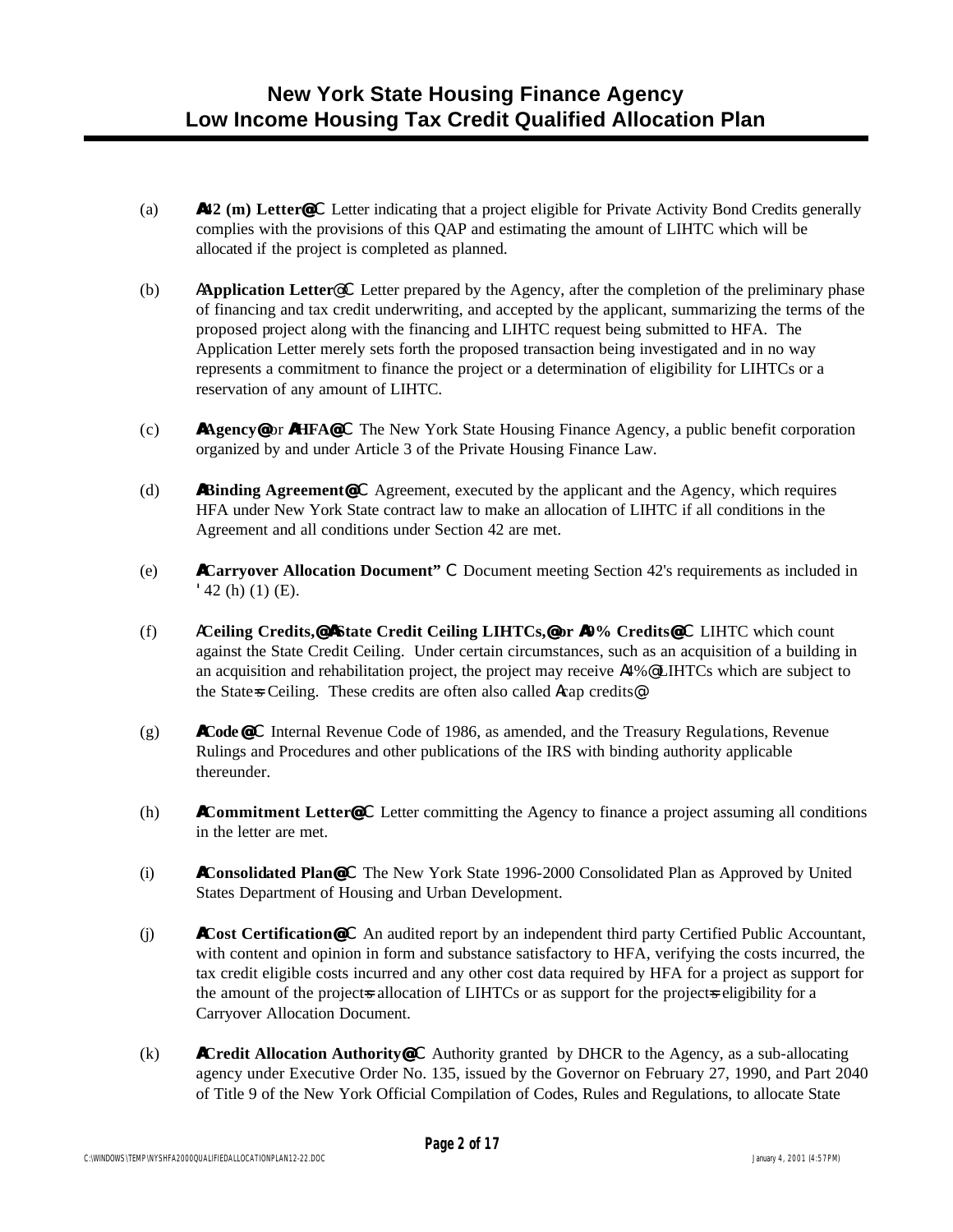(a) **“42 (m) Letter”** — Letter indicating that a project eligible for Private Activity Bond Credits generally complies with the provisions of this QAP and estimating the amount of LIHTC which will be allocated if the project is completed as planned.

(b) **“Application Letter”** — Letter prepared by the Agency, after the completion of the preliminary phase of financing and tax credit underwriting, and accepted by the applicant, summarizing the terms of the proposed project along with the financing and LIHTC request being submitted to HFA. The Application Letter merely sets forth the proposed transaction being investigated and in no way represents a commitment to finance the project or a determination of eligibility for LIHTCs or a reservation of any amount of LIHTC.

(c) **“Agency”** or **“HFA”** — The New York State Housing Finance Agency, a public benefit corporation organized by and under Article 3 of the Private Housing Finance Law.

(d) **“Binding Agreement”** — Agreement, executed by the applicant and the Agency, which requires HFA under New York State contract law to make an allocation of LIHTC if all conditions in the Agreement and all conditions under Section 42 are met.

(e) **“Carryover Allocation Document”** — Document meeting Section 42's requirements as included in § 42 (h) (1) (E).

(f) **“Ceiling Credits,” “State Credit Ceiling LIHTCs,” or “9% Credits”** — LIHTC which count against the State Credit Ceiling. Under certain circumstances, such as an acquisition of a building in an acquisition and rehabilitation project, the project may receive “4%” LIHTCs which are subject to the State's Ceiling. These credits are often also called “cap credits”.

(g) **“Code”** — Internal Revenue Code of 1986, as amended, and the Treasury Regulations, Revenue Rulings and Procedures and other publications of the IRS with binding authority applicable thereunder.

(h) **“Commitment Letter”** — Letter committing the Agency to finance a project assuming all conditions in the letter are met.

(i) **“Consolidated Plan”** — The New York State 1996-2000 Consolidated Plan as Approved by United States Department of Housing and Urban Development.

(j) **“Cost Certification”** — An audited report by an independent third party Certified Public Accountant, with content and opinion in form and substance satisfactory to HFA, verifying the costs incurred, the tax credit eligible costs incurred and any other cost data required by HFA for a project as support for the amount of the project's allocation of LIHTCs or as support for the project's eligibility for a Carryover Allocation Document.

(k) **“Credit Allocation Authority”** — Authority granted by DHCR to the Agency, as a sub-allocating agency under Executive Order No. 135, issued by the Governor on February 27, 1990, and Part 2040 of Title 9 of the New York Official Compilation of Codes, Rules and Regulations, to allocate State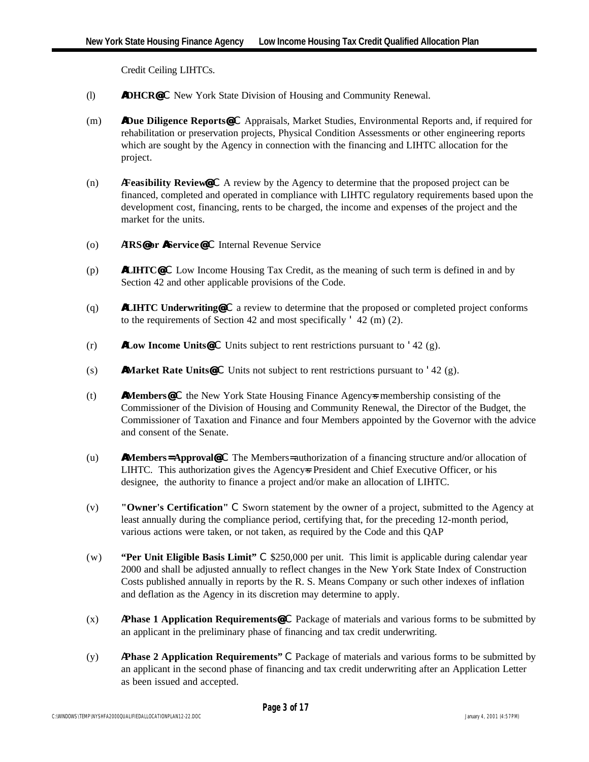Credit Ceiling LIHTCs.

(l) **ADHCR@** C New York State Division of Housing and Community Renewal.

(m) **ADue Diligence Reports@** C Appraisals, Market Studies, Environmental Reports and, if required for rehabilitation or preservation projects, Physical Condition Assessments or other engineering reports which are sought by the Agency in connection with the financing and LIHTC allocation for the project.

(n) **AFeasibility Review@** C A review by the Agency to determine that the proposed project can be financed, completed and operated in compliance with LIHTC regulatory requirements based upon the development cost, financing, rents to be charged, the income and expenses of the project and the market for the units.

(o) **AIRS@ or AService@** C Internal Revenue Service

(p) **ALIHTC@** C Low Income Housing Tax Credit, as the meaning of such term is defined in and by Section 42 and other applicable provisions of the Code.

(q) **ALIHTC Underwriting@** C a review to determine that the proposed or completed project conforms to the requirements of Section 42 and most specifically ' 42 (m) (2).

(r) **ALow Income Units@** C Units subject to rent restrictions pursuant to ' 42 (g).

(s) **AMarket Rate Units@** C Units not subject to rent restrictions pursuant to ' 42 (g).

(t) **AMembers@** C the New York State Housing Finance Agency=s membership consisting of the Commissioner of the Division of Housing and Community Renewal, the Director of the Budget, the Commissioner of Taxation and Finance and four Members appointed by the Governor with the advice and consent of the Senate.

(u) **AMembers= Approval@** C The Members= authorization of a financing structure and/or allocation of LIHTC. This authorization gives the Agency=s President and Chief Executive Officer, or his designee, the authority to finance a project and/or make an allocation of LIHTC.

(v) **"Owner's Certification"** C Sworn statement by the owner of a project, submitted to the Agency at least annually during the compliance period, certifying that, for the preceding 12-month period, various actions were taken, or not taken, as required by the Code and this QAP

(w) **"Per Unit Eligible Basis Limit"** C $250,000 per unit. This limit is applicable during calendar year 2000 and shall be adjusted annually to reflect changes in the New York State Index of Construction Costs published annually in reports by the R. S. Means Company or such other indexes of inflation and deflation as the Agency in its discretion may determine to apply.

(x) **APhase 1 Application Requirements@** C Package of materials and various forms to be submitted by an applicant in the preliminary phase of financing and tax credit underwriting.

(y) **APhase 2 Application Requirements"** C Package of materials and various forms to be submitted by an applicant in the second phase of financing and tax credit underwriting after an Application Letter as been issued and accepted.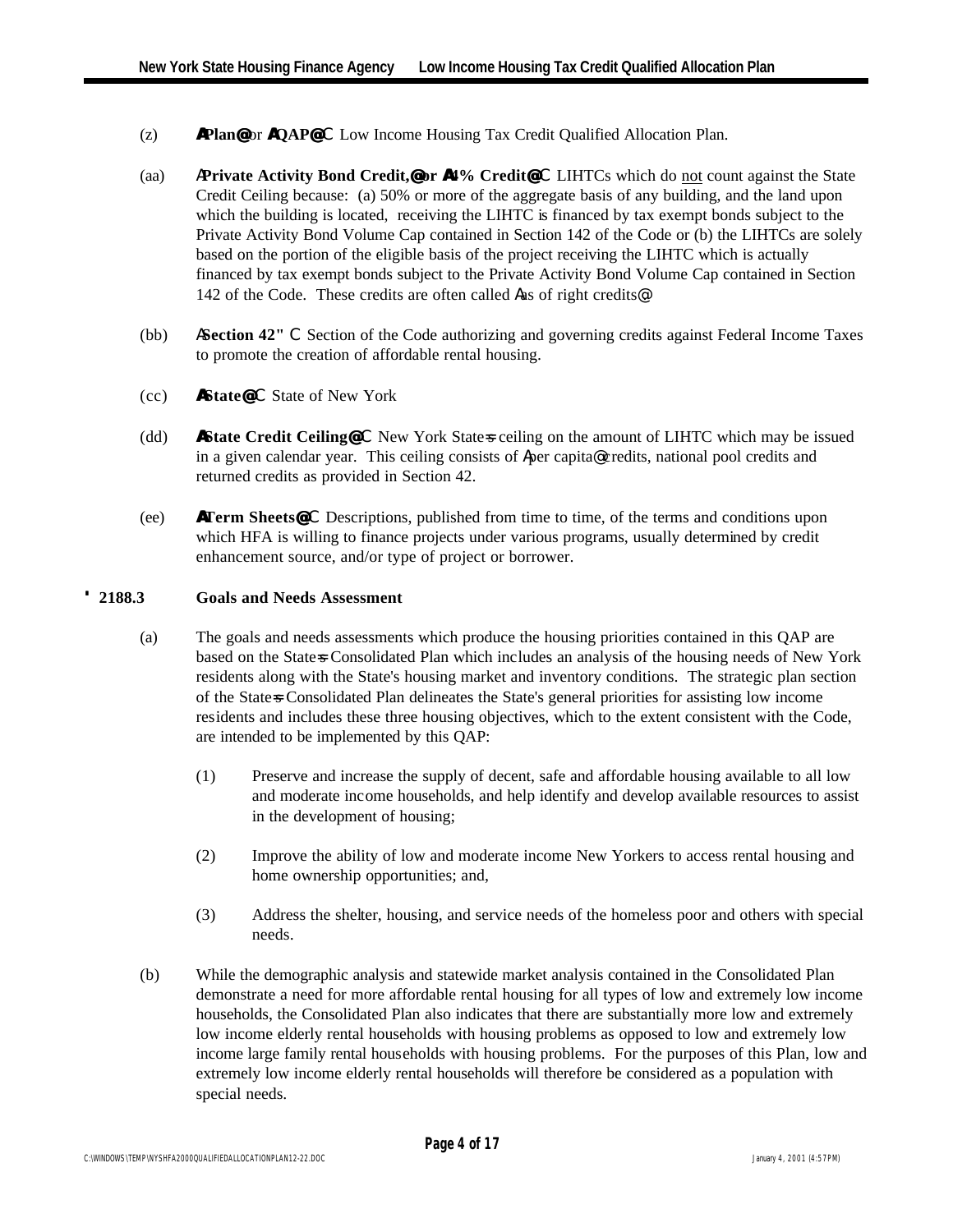(z) **APlan@** or **AQAP@** C Low Income Housing Tax Credit Qualified Allocation Plan.

(aa) **APrivate Activity Bond Credit,@ or A4% Credit@** C LIHTCs which do not count against the State Credit Ceiling because: (a) 50% or more of the aggregate basis of any building, and the land upon which the building is located, receiving the LIHTC is financed by tax exempt bonds subject to the Private Activity Bond Volume Cap contained in Section 142 of the Code or (b) the LIHTCs are solely based on the portion of the eligible basis of the project receiving the LIHTC which is actually financed by tax exempt bonds subject to the Private Activity Bond Volume Cap contained in Section 142 of the Code. These credits are often called Aas of right credits@.

(bb) **ASection 42"** C Section of the Code authorizing and governing credits against Federal Income Taxes to promote the creation of affordable rental housing.

(cc) **AState@** C State of New York

(dd) **AState Credit Ceiling@** C New York State=s ceiling on the amount of LIHTC which may be issued in a given calendar year. This ceiling consists of Aper capita@ credits, national pool credits and returned credits as provided in Section 42.

(ee) **ATerm Sheets@** C Descriptions, published from time to time, of the terms and conditions upon which HFA is willing to finance projects under various programs, usually determined by credit enhancement source, and/or type of project or borrower.

## ' 2188.3 Goals and Needs Assessment

(a) The goals and needs assessments which produce the housing priorities contained in this QAP are based on the State=s Consolidated Plan which includes an analysis of the housing needs of New York residents along with the State's housing market and inventory conditions. The strategic plan section of the State=s Consolidated Plan delineates the State's general priorities for assisting low income residents and includes these three housing objectives, which to the extent consistent with the Code, are intended to be implemented by this QAP:

(1) Preserve and increase the supply of decent, safe and affordable housing available to all low and moderate income households, and help identify and develop available resources to assist in the development of housing;

(2) Improve the ability of low and moderate income New Yorkers to access rental housing and home ownership opportunities; and,

(3) Address the shelter, housing, and service needs of the homeless poor and others with special needs.

(b) While the demographic analysis and statewide market analysis contained in the Consolidated Plan demonstrate a need for more affordable rental housing for all types of low and extremely low income households, the Consolidated Plan also indicates that there are substantially more low and extremely low income elderly rental households with housing problems as opposed to low and extremely low income large family rental households with housing problems. For the purposes of this Plan, low and extremely low income elderly rental households will therefore be considered as a population with special needs.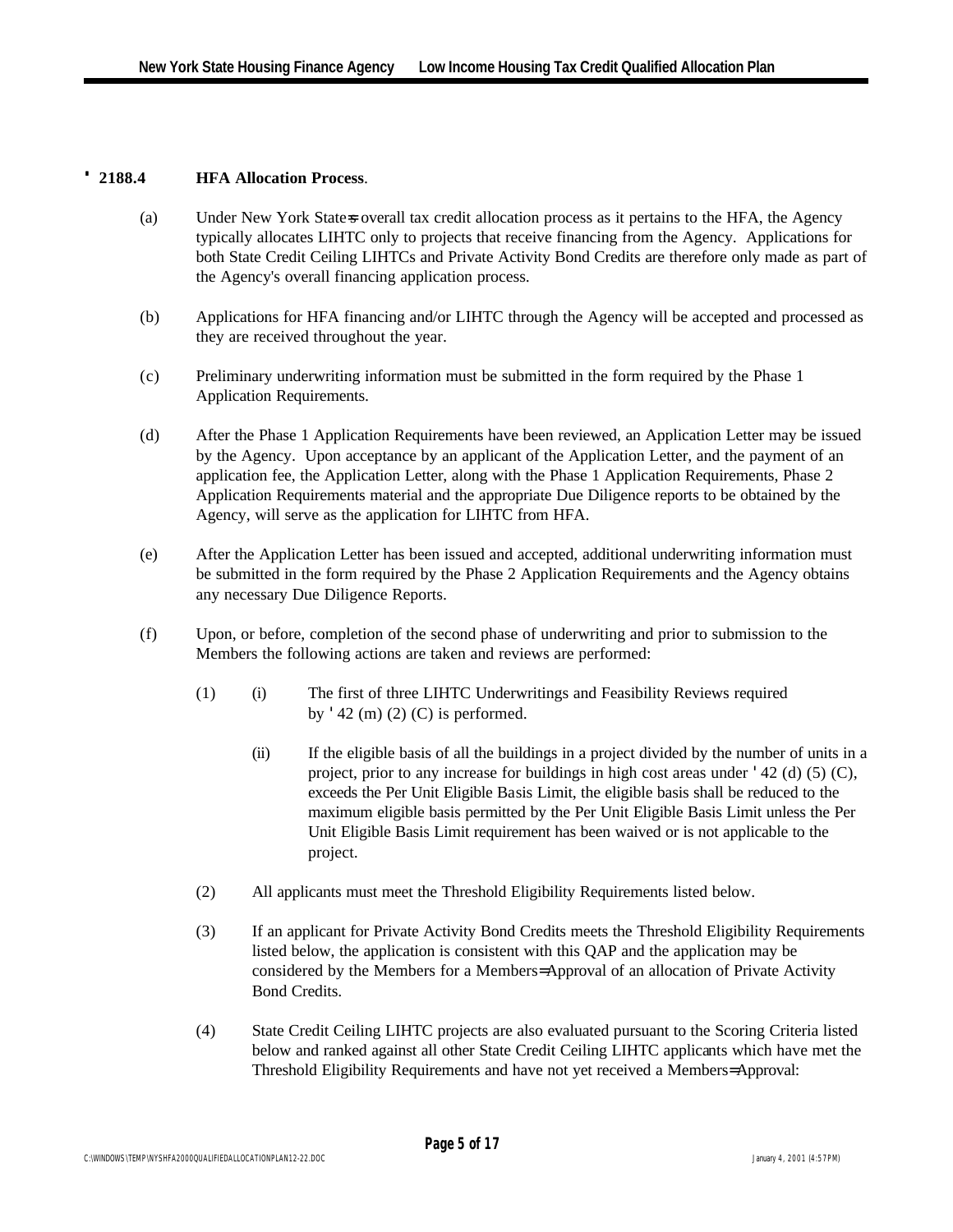## ' 2188.4 HFA Allocation Process.

(a) Under New York State=s overall tax credit allocation process as it pertains to the HFA, the Agency typically allocates LIHTC only to projects that receive financing from the Agency. Applications for both State Credit Ceiling LIHTCs and Private Activity Bond Credits are therefore only made as part of the Agency's overall financing application process.

(b) Applications for HFA financing and/or LIHTC through the Agency will be accepted and processed as they are received throughout the year.

(c) Preliminary underwriting information must be submitted in the form required by the Phase 1 Application Requirements.

(d) After the Phase 1 Application Requirements have been reviewed, an Application Letter may be issued by the Agency. Upon acceptance by an applicant of the Application Letter, and the payment of an application fee, the Application Letter, along with the Phase 1 Application Requirements, Phase 2 Application Requirements material and the appropriate Due Diligence reports to be obtained by the Agency, will serve as the application for LIHTC from HFA.

(e) After the Application Letter has been issued and accepted, additional underwriting information must be submitted in the form required by the Phase 2 Application Requirements and the Agency obtains any necessary Due Diligence Reports.

(f) Upon, or before, completion of the second phase of underwriting and prior to submission to the Members the following actions are taken and reviews are performed:

(1) (i) The first of three LIHTC Underwritings and Feasibility Reviews required by ' 42 (m) (2) (C) is performed.

(ii) If the eligible basis of all the buildings in a project divided by the number of units in a project, prior to any increase for buildings in high cost areas under ' 42 (d) (5) (C), exceeds the Per Unit Eligible Basis Limit, the eligible basis shall be reduced to the maximum eligible basis permitted by the Per Unit Eligible Basis Limit unless the Per Unit Eligible Basis Limit requirement has been waived or is not applicable to the project.

(2) All applicants must meet the Threshold Eligibility Requirements listed below.

(3) If an applicant for Private Activity Bond Credits meets the Threshold Eligibility Requirements listed below, the application is consistent with this QAP and the application may be considered by the Members for a Members=Approval of an allocation of Private Activity Bond Credits.

(4) State Credit Ceiling LIHTC projects are also evaluated pursuant to the Scoring Criteria listed below and ranked against all other State Credit Ceiling LIHTC applicants which have met the Threshold Eligibility Requirements and have not yet received a Members=Approval: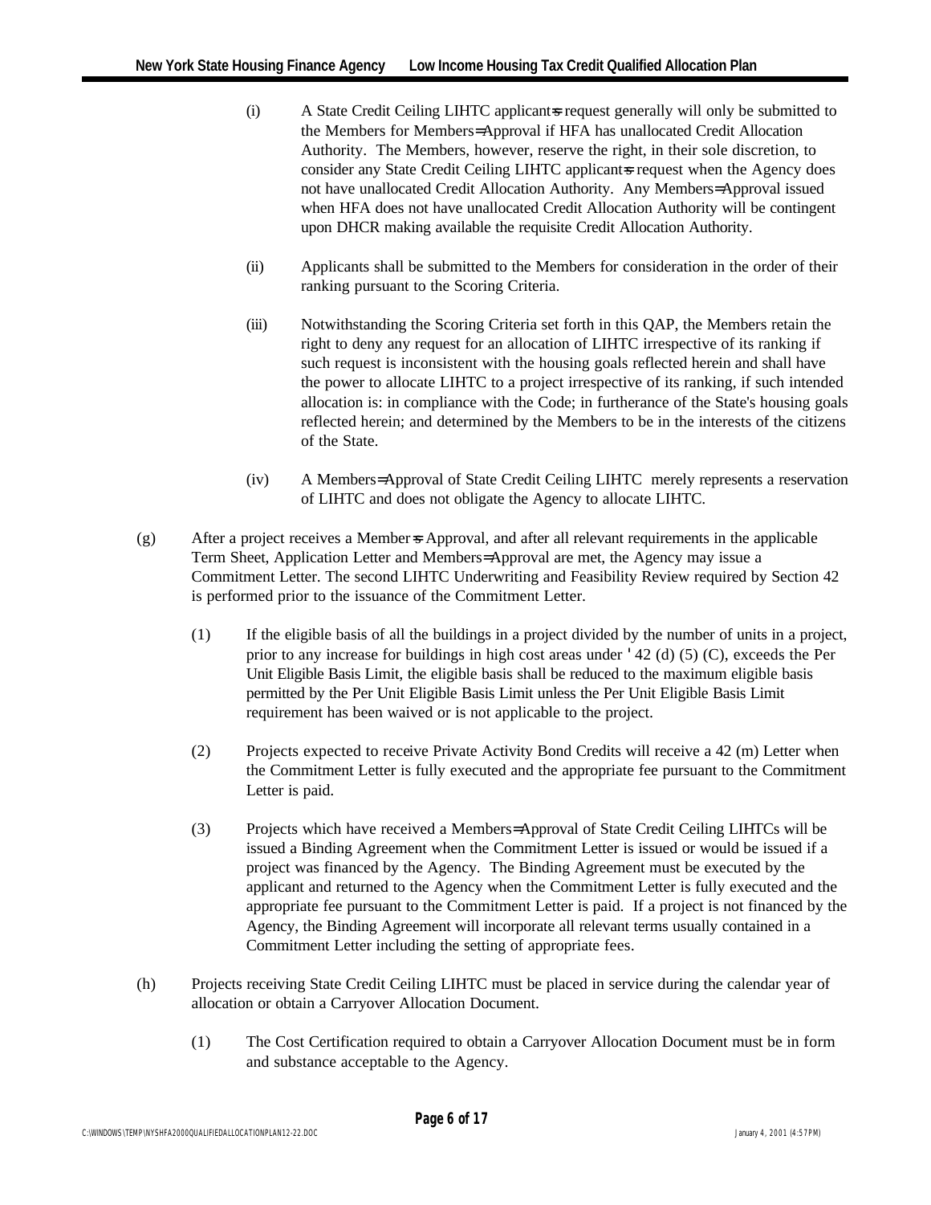(i) A State Credit Ceiling LIHTC applicant=s request generally will only be submitted to the Members for Members=Approval if HFA has unallocated Credit Allocation Authority. The Members, however, reserve the right, in their sole discretion, to consider any State Credit Ceiling LIHTC applicant=s request when the Agency does not have unallocated Credit Allocation Authority. Any Members=Approval issued when HFA does not have unallocated Credit Allocation Authority will be contingent upon DHCR making available the requisite Credit Allocation Authority.

(ii) Applicants shall be submitted to the Members for consideration in the order of their ranking pursuant to the Scoring Criteria.

(iii) Notwithstanding the Scoring Criteria set forth in this QAP, the Members retain the right to deny any request for an allocation of LIHTC irrespective of its ranking if such request is inconsistent with the housing goals reflected herein and shall have the power to allocate LIHTC to a project irrespective of its ranking, if such intended allocation is: in compliance with the Code; in furtherance of the State's housing goals reflected herein; and determined by the Members to be in the interests of the citizens of the State.

(iv) A Members=Approval of State Credit Ceiling LIHTC merely represents a reservation of LIHTC and does not obligate the Agency to allocate LIHTC.

(g) After a project receives a Member=s Approval, and after all relevant requirements in the applicable Term Sheet, Application Letter and Members=Approval are met, the Agency may issue a Commitment Letter. The second LIHTC Underwriting and Feasibility Review required by Section 42 is performed prior to the issuance of the Commitment Letter.

(1) If the eligible basis of all the buildings in a project divided by the number of units in a project, prior to any increase for buildings in high cost areas under ' 42 (d) (5) (C), exceeds the Per Unit Eligible Basis Limit, the eligible basis shall be reduced to the maximum eligible basis permitted by the Per Unit Eligible Basis Limit unless the Per Unit Eligible Basis Limit requirement has been waived or is not applicable to the project.

(2) Projects expected to receive Private Activity Bond Credits will receive a 42 (m) Letter when the Commitment Letter is fully executed and the appropriate fee pursuant to the Commitment Letter is paid.

(3) Projects which have received a Members=Approval of State Credit Ceiling LIHTCs will be issued a Binding Agreement when the Commitment Letter is issued or would be issued if a project was financed by the Agency. The Binding Agreement must be executed by the applicant and returned to the Agency when the Commitment Letter is fully executed and the appropriate fee pursuant to the Commitment Letter is paid. If a project is not financed by the Agency, the Binding Agreement will incorporate all relevant terms usually contained in a Commitment Letter including the setting of appropriate fees.

(h) Projects receiving State Credit Ceiling LIHTC must be placed in service during the calendar year of allocation or obtain a Carryover Allocation Document.

(1) The Cost Certification required to obtain a Carryover Allocation Document must be in form and substance acceptable to the Agency.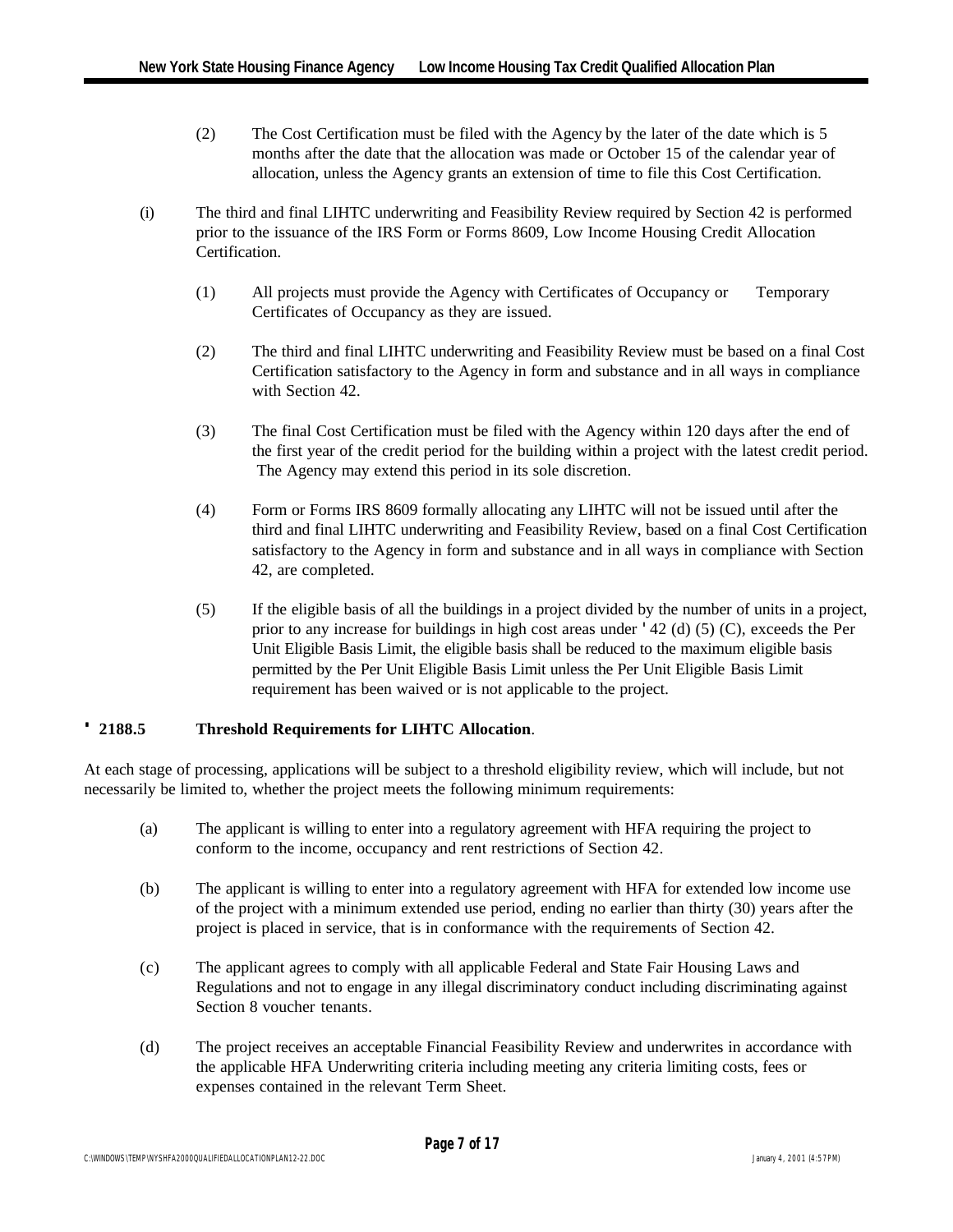(2) The Cost Certification must be filed with the Agency by the later of the date which is 5 months after the date that the allocation was made or October 15 of the calendar year of allocation, unless the Agency grants an extension of time to file this Cost Certification.

(i) The third and final LIHTC underwriting and Feasibility Review required by Section 42 is performed prior to the issuance of the IRS Form or Forms 8609, Low Income Housing Credit Allocation Certification.

(1) All projects must provide the Agency with Certificates of Occupancy or Temporary Certificates of Occupancy as they are issued.

(2) The third and final LIHTC underwriting and Feasibility Review must be based on a final Cost Certification satisfactory to the Agency in form and substance and in all ways in compliance with Section 42.

(3) The final Cost Certification must be filed with the Agency within 120 days after the end of the first year of the credit period for the building within a project with the latest credit period. The Agency may extend this period in its sole discretion.

(4) Form or Forms IRS 8609 formally allocating any LIHTC will not be issued until after the third and final LIHTC underwriting and Feasibility Review, based on a final Cost Certification satisfactory to the Agency in form and substance and in all ways in compliance with Section 42, are completed.

(5) If the eligible basis of all the buildings in a project divided by the number of units in a project, prior to any increase for buildings in high cost areas under ' 42 (d) (5) (C), exceeds the Per Unit Eligible Basis Limit, the eligible basis shall be reduced to the maximum eligible basis permitted by the Per Unit Eligible Basis Limit unless the Per Unit Eligible Basis Limit requirement has been waived or is not applicable to the project.

### ' 2188.5 Threshold Requirements for LIHTC Allocation.

At each stage of processing, applications will be subject to a threshold eligibility review, which will include, but not necessarily be limited to, whether the project meets the following minimum requirements:

(a) The applicant is willing to enter into a regulatory agreement with HFA requiring the project to conform to the income, occupancy and rent restrictions of Section 42.

(b) The applicant is willing to enter into a regulatory agreement with HFA for extended low income use of the project with a minimum extended use period, ending no earlier than thirty (30) years after the project is placed in service, that is in conformance with the requirements of Section 42.

(c) The applicant agrees to comply with all applicable Federal and State Fair Housing Laws and Regulations and not to engage in any illegal discriminatory conduct including discriminating against Section 8 voucher tenants.

(d) The project receives an acceptable Financial Feasibility Review and underwrites in accordance with the applicable HFA Underwriting criteria including meeting any criteria limiting costs, fees or expenses contained in the relevant Term Sheet.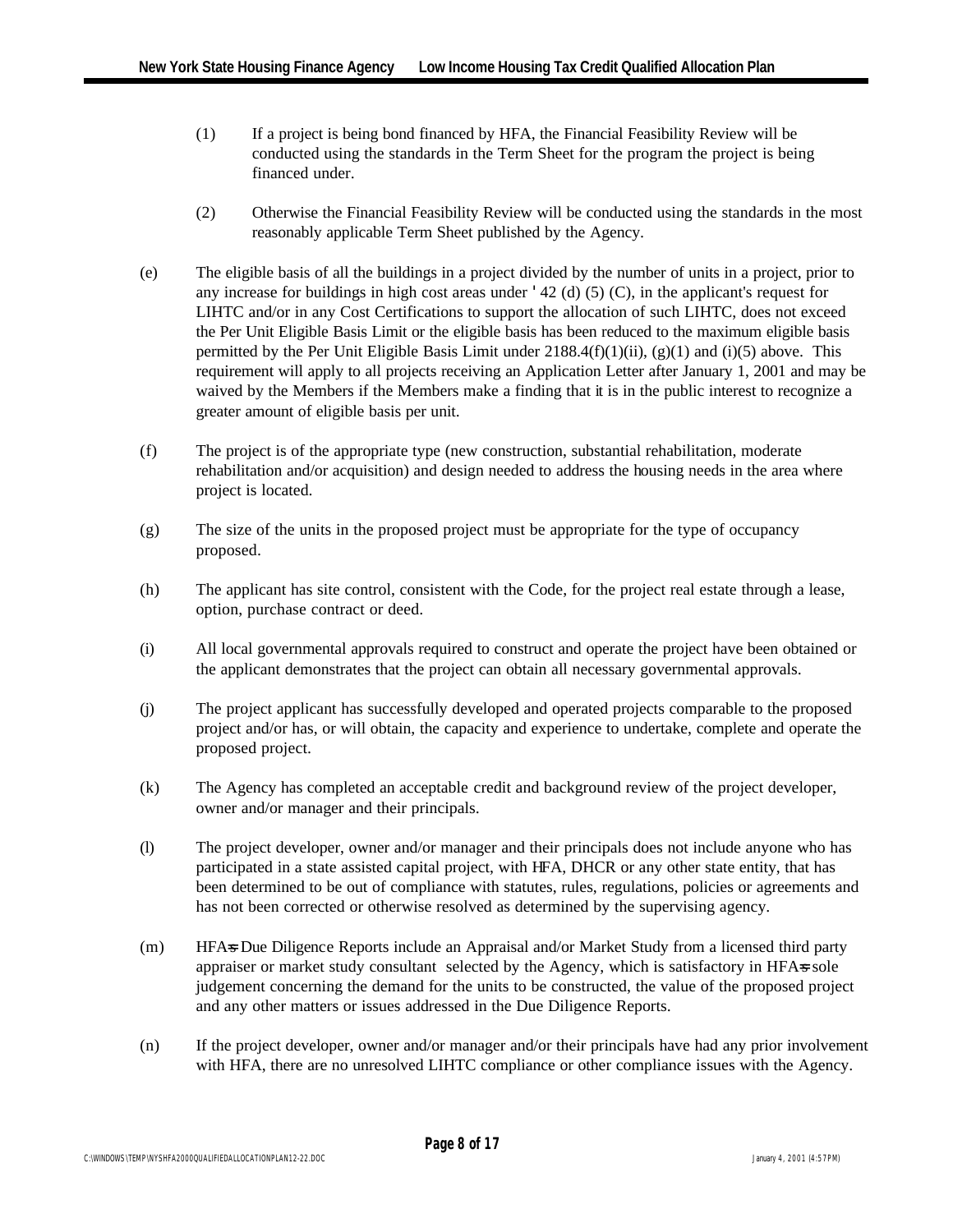(1) If a project is being bond financed by HFA, the Financial Feasibility Review will be conducted using the standards in the Term Sheet for the program the project is being financed under.

(2) Otherwise the Financial Feasibility Review will be conducted using the standards in the most reasonably applicable Term Sheet published by the Agency.

(e) The eligible basis of all the buildings in a project divided by the number of units in a project, prior to any increase for buildings in high cost areas under ' 42 (d) (5) (C), in the applicant's request for LIHTC and/or in any Cost Certifications to support the allocation of such LIHTC, does not exceed the Per Unit Eligible Basis Limit or the eligible basis has been reduced to the maximum eligible basis permitted by the Per Unit Eligible Basis Limit under 2188.4(f)(1)(ii), (g)(1) and (i)(5) above. This requirement will apply to all projects receiving an Application Letter after January 1, 2001 and may be waived by the Members if the Members make a finding that it is in the public interest to recognize a greater amount of eligible basis per unit.

(f) The project is of the appropriate type (new construction, substantial rehabilitation, moderate rehabilitation and/or acquisition) and design needed to address the housing needs in the area where project is located.

(g) The size of the units in the proposed project must be appropriate for the type of occupancy proposed.

(h) The applicant has site control, consistent with the Code, for the project real estate through a lease, option, purchase contract or deed.

(i) All local governmental approvals required to construct and operate the project have been obtained or the applicant demonstrates that the project can obtain all necessary governmental approvals.

(j) The project applicant has successfully developed and operated projects comparable to the proposed project and/or has, or will obtain, the capacity and experience to undertake, complete and operate the proposed project.

(k) The Agency has completed an acceptable credit and background review of the project developer, owner and/or manager and their principals.

(l) The project developer, owner and/or manager and their principals does not include anyone who has participated in a state assisted capital project, with HFA, DHCR or any other state entity, that has been determined to be out of compliance with statutes, rules, regulations, policies or agreements and has not been corrected or otherwise resolved as determined by the supervising agency.

(m) HFA=s Due Diligence Reports include an Appraisal and/or Market Study from a licensed third party appraiser or market study consultant selected by the Agency, which is satisfactory in HFA=s sole judgement concerning the demand for the units to be constructed, the value of the proposed project and any other matters or issues addressed in the Due Diligence Reports.

(n) If the project developer, owner and/or manager and/or their principals have had any prior involvement with HFA, there are no unresolved LIHTC compliance or other compliance issues with the Agency.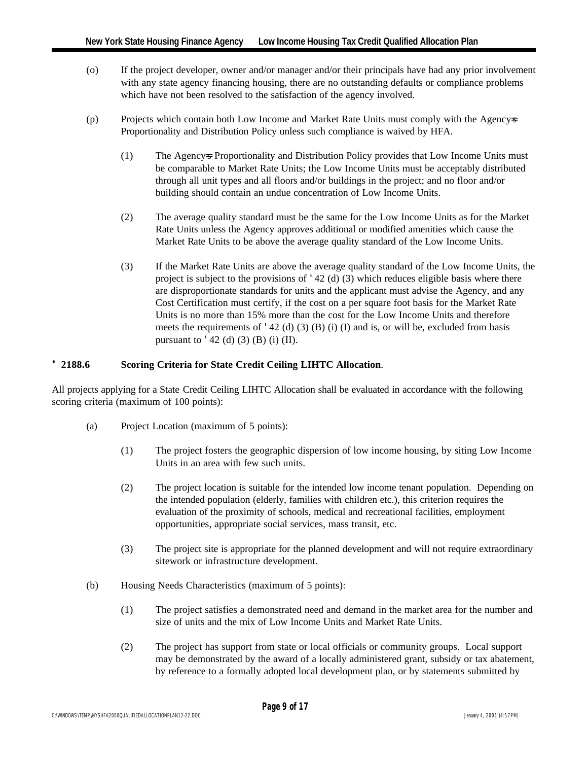(o) If the project developer, owner and/or manager and/or their principals have had any prior involvement with any state agency financing housing, there are no outstanding defaults or compliance problems which have not been resolved to the satisfaction of the agency involved.

(p) Projects which contain both Low Income and Market Rate Units must comply with the Agency's Proportionality and Distribution Policy unless such compliance is waived by HFA.

(1) The Agency's Proportionality and Distribution Policy provides that Low Income Units must be comparable to Market Rate Units; the Low Income Units must be acceptably distributed through all unit types and all floors and/or buildings in the project; and no floor and/or building should contain an undue concentration of Low Income Units.

(2) The average quality standard must be the same for the Low Income Units as for the Market Rate Units unless the Agency approves additional or modified amenities which cause the Market Rate Units to be above the average quality standard of the Low Income Units.

(3) If the Market Rate Units are above the average quality standard of the Low Income Units, the project is subject to the provisions of § 42 (d) (3) which reduces eligible basis where there are disproportionate standards for units and the applicant must advise the Agency, and any Cost Certification must certify, if the cost on a per square foot basis for the Market Rate Units is no more than 15% more than the cost for the Low Income Units and therefore meets the requirements of § 42 (d) (3) (B) (i) (I) and is, or will be, excluded from basis pursuant to § 42 (d) (3) (B) (i) (II).

### § 2188.6 Scoring Criteria for State Credit Ceiling LIHTC Allocation.

All projects applying for a State Credit Ceiling LIHTC Allocation shall be evaluated in accordance with the following scoring criteria (maximum of 100 points):

(a) Project Location (maximum of 5 points):

(1) The project fosters the geographic dispersion of low income housing, by siting Low Income Units in an area with few such units.

(2) The project location is suitable for the intended low income tenant population. Depending on the intended population (elderly, families with children etc.), this criterion requires the evaluation of the proximity of schools, medical and recreational facilities, employment opportunities, appropriate social services, mass transit, etc.

(3) The project site is appropriate for the planned development and will not require extraordinary sitework or infrastructure development.

(b) Housing Needs Characteristics (maximum of 5 points):

(1) The project satisfies a demonstrated need and demand in the market area for the number and size of units and the mix of Low Income Units and Market Rate Units.

(2) The project has support from state or local officials or community groups. Local support may be demonstrated by the award of a locally administered grant, subsidy or tax abatement, by reference to a formally adopted local development plan, or by statements submitted by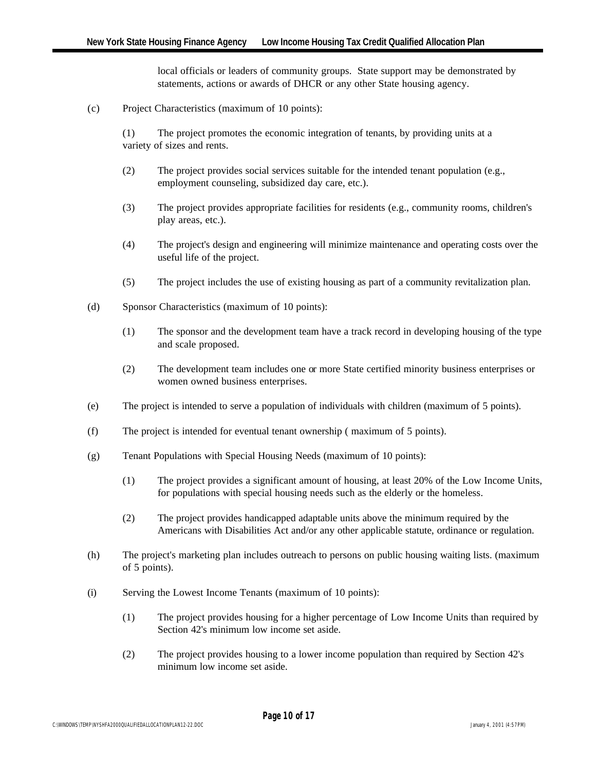local officials or leaders of community groups. State support may be demonstrated by statements, actions or awards of DHCR or any other State housing agency.

(c) Project Characteristics (maximum of 10 points):

(1) The project promotes the economic integration of tenants, by providing units at a variety of sizes and rents.

(2) The project provides social services suitable for the intended tenant population (e.g., employment counseling, subsidized day care, etc.).

(3) The project provides appropriate facilities for residents (e.g., community rooms, children's play areas, etc.).

(4) The project's design and engineering will minimize maintenance and operating costs over the useful life of the project.

(5) The project includes the use of existing housing as part of a community revitalization plan.

(d) Sponsor Characteristics (maximum of 10 points):

(1) The sponsor and the development team have a track record in developing housing of the type and scale proposed.

(2) The development team includes one or more State certified minority business enterprises or women owned business enterprises.

(e) The project is intended to serve a population of individuals with children (maximum of 5 points).

(f) The project is intended for eventual tenant ownership ( maximum of 5 points).

(g) Tenant Populations with Special Housing Needs (maximum of 10 points):

(1) The project provides a significant amount of housing, at least 20% of the Low Income Units, for populations with special housing needs such as the elderly or the homeless.

(2) The project provides handicapped adaptable units above the minimum required by the Americans with Disabilities Act and/or any other applicable statute, ordinance or regulation.

(h) The project's marketing plan includes outreach to persons on public housing waiting lists. (maximum of 5 points).

(i) Serving the Lowest Income Tenants (maximum of 10 points):

(1) The project provides housing for a higher percentage of Low Income Units than required by Section 42's minimum low income set aside.

(2) The project provides housing to a lower income population than required by Section 42's minimum low income set aside.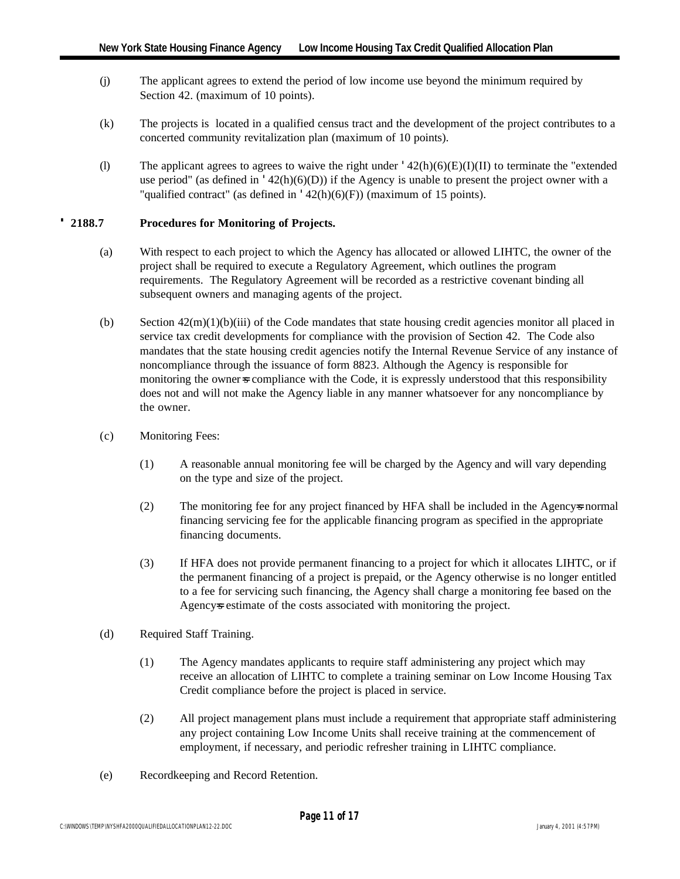(j) The applicant agrees to extend the period of low income use beyond the minimum required by Section 42. (maximum of 10 points).

(k) The projects is located in a qualified census tract and the development of the project contributes to a concerted community revitalization plan (maximum of 10 points).

(l) The applicant agrees to agrees to waive the right under ' 42(h)(6)(E)(I)(II) to terminate the "extended use period" (as defined in ' 42(h)(6)(D)) if the Agency is unable to present the project owner with a "qualified contract" (as defined in ' 42(h)(6)(F)) (maximum of 15 points).

## ' 2188.7 Procedures for Monitoring of Projects.

(a) With respect to each project to which the Agency has allocated or allowed LIHTC, the owner of the project shall be required to execute a Regulatory Agreement, which outlines the program requirements. The Regulatory Agreement will be recorded as a restrictive covenant binding all subsequent owners and managing agents of the project.

(b) Section 42(m)(1)(b)(iii) of the Code mandates that state housing credit agencies monitor all placed in service tax credit developments for compliance with the provision of Section 42. The Code also mandates that the state housing credit agencies notify the Internal Revenue Service of any instance of noncompliance through the issuance of form 8823. Although the Agency is responsible for monitoring the owner=s compliance with the Code, it is expressly understood that this responsibility does not and will not make the Agency liable in any manner whatsoever for any noncompliance by the owner.

(c) Monitoring Fees:

(1) A reasonable annual monitoring fee will be charged by the Agency and will vary depending on the type and size of the project.

(2) The monitoring fee for any project financed by HFA shall be included in the Agency=s normal financing servicing fee for the applicable financing program as specified in the appropriate financing documents.

(3) If HFA does not provide permanent financing to a project for which it allocates LIHTC, or if the permanent financing of a project is prepaid, or the Agency otherwise is no longer entitled to a fee for servicing such financing, the Agency shall charge a monitoring fee based on the Agency=s estimate of the costs associated with monitoring the project.

(d) Required Staff Training.

(1) The Agency mandates applicants to require staff administering any project which may receive an allocation of LIHTC to complete a training seminar on Low Income Housing Tax Credit compliance before the project is placed in service.

(2) All project management plans must include a requirement that appropriate staff administering any project containing Low Income Units shall receive training at the commencement of employment, if necessary, and periodic refresher training in LIHTC compliance.

(e) Recordkeeping and Record Retention.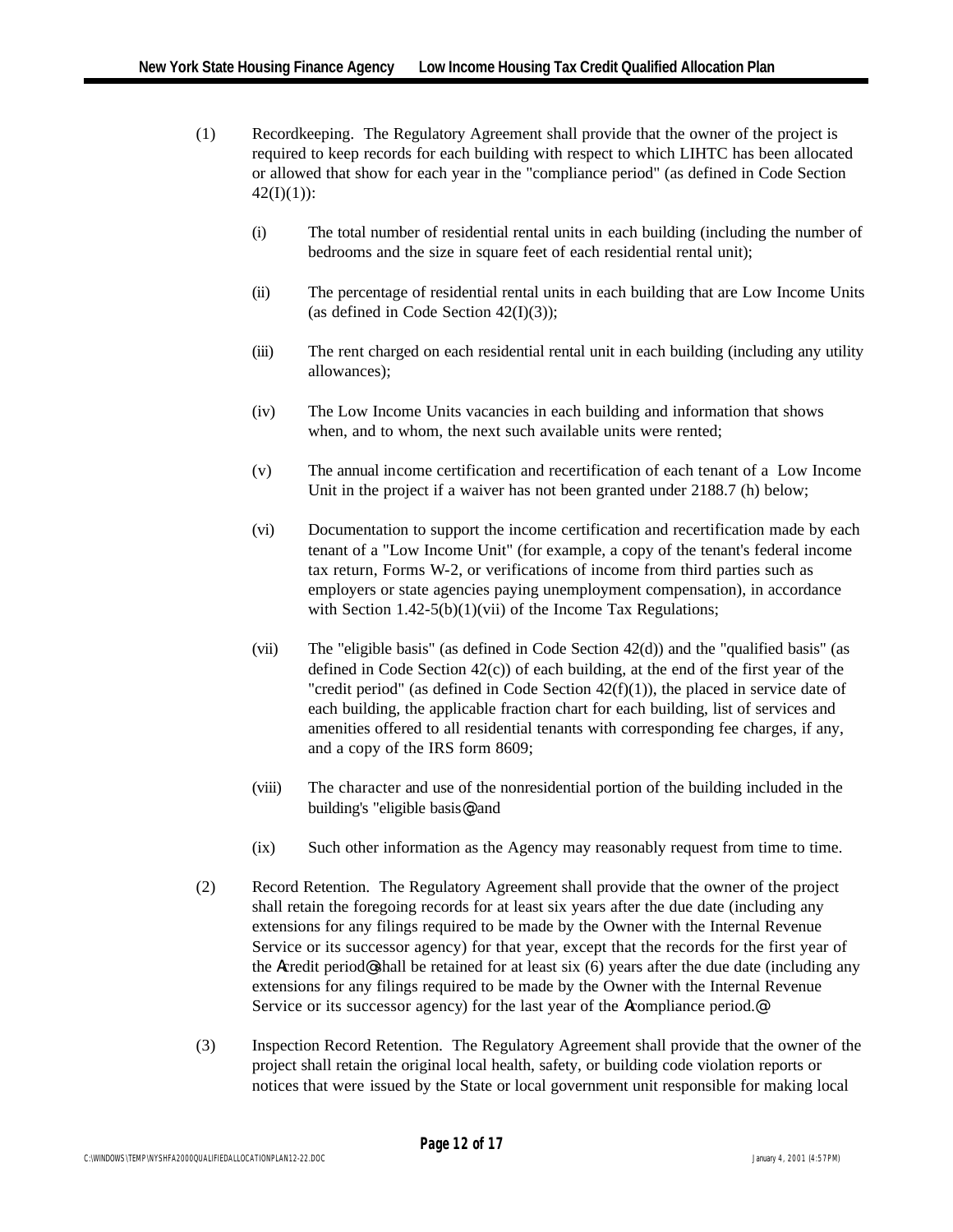(1) Recordkeeping. The Regulatory Agreement shall provide that the owner of the project is required to keep records for each building with respect to which LIHTC has been allocated or allowed that show for each year in the "compliance period" (as defined in Code Section 42(I)(1)):

   (i) The total number of residential rental units in each building (including the number of bedrooms and the size in square feet of each residential rental unit);

   (ii) The percentage of residential rental units in each building that are Low Income Units (as defined in Code Section 42(I)(3));

   (iii) The rent charged on each residential rental unit in each building (including any utility allowances);

   (iv) The Low Income Units vacancies in each building and information that shows when, and to whom, the next such available units were rented;

   (v) The annual income certification and recertification of each tenant of a Low Income Unit in the project if a waiver has not been granted under 2188.7 (h) below;

   (vi) Documentation to support the income certification and recertification made by each tenant of a "Low Income Unit" (for example, a copy of the tenant's federal income tax return, Forms W-2, or verifications of income from third parties such as employers or state agencies paying unemployment compensation), in accordance with Section 1.42-5(b)(1)(vii) of the Income Tax Regulations;

   (vii) The "eligible basis" (as defined in Code Section 42(d)) and the "qualified basis" (as defined in Code Section 42(c)) of each building, at the end of the first year of the "credit period" (as defined in Code Section 42(f)(1)), the placed in service date of each building, the applicable fraction chart for each building, list of services and amenities offered to all residential tenants with corresponding fee charges, if any, and a copy of the IRS form 8609;

   (viii) The character and use of the nonresidential portion of the building included in the building's "eligible basis@ and

   (ix) Such other information as the Agency may reasonably request from time to time.

(2) Record Retention. The Regulatory Agreement shall provide that the owner of the project shall retain the foregoing records for at least six years after the due date (including any extensions for any filings required to be made by the Owner with the Internal Revenue Service or its successor agency) for that year, except that the records for the first year of the Acredit period@ shall be retained for at least six (6) years after the due date (including any extensions for any filings required to be made by the Owner with the Internal Revenue Service or its successor agency) for the last year of the Acompliance period.@

(3) Inspection Record Retention. The Regulatory Agreement shall provide that the owner of the project shall retain the original local health, safety, or building code violation reports or notices that were issued by the State or local government unit responsible for making local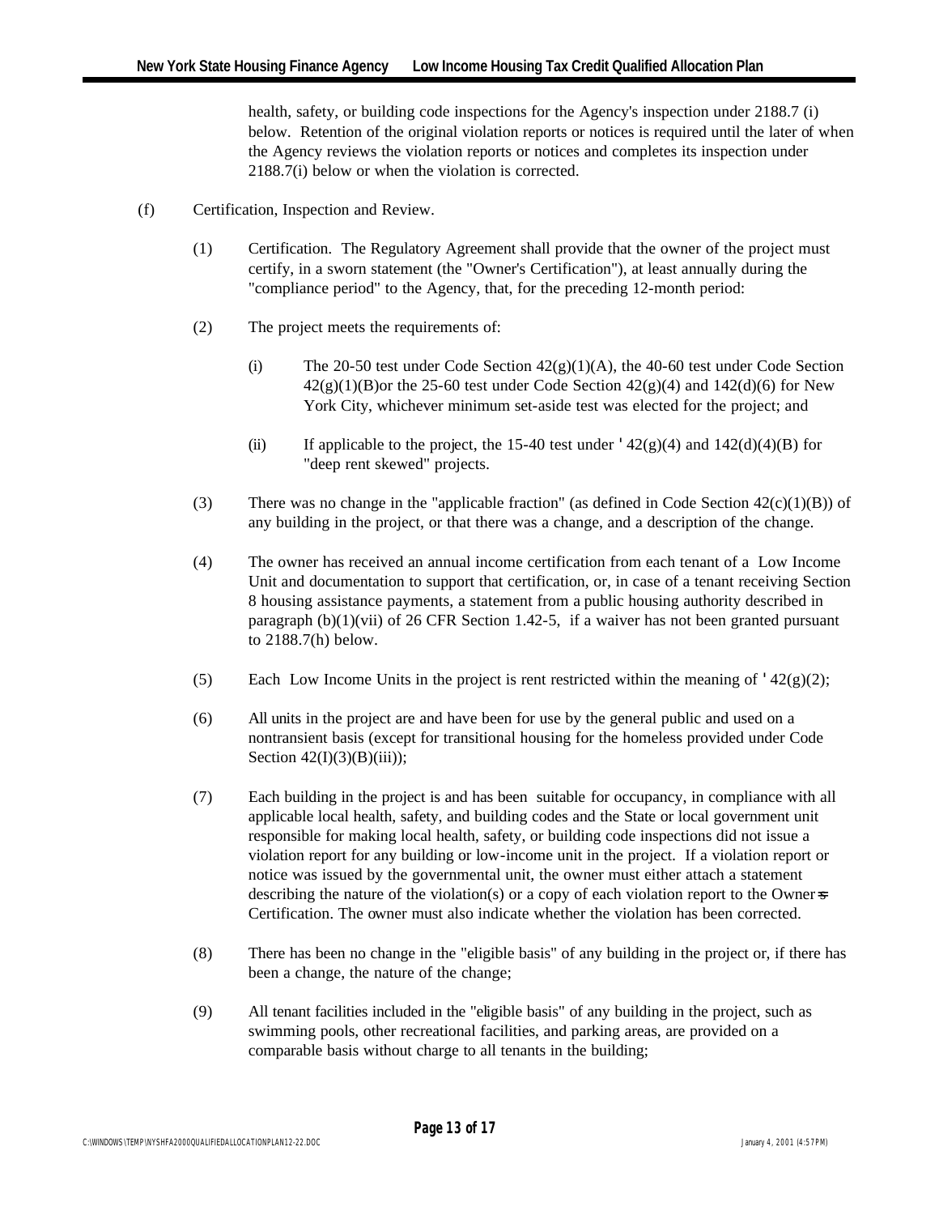health, safety, or building code inspections for the Agency's inspection under 2188.7 (i) below. Retention of the original violation reports or notices is required until the later of when the Agency reviews the violation reports or notices and completes its inspection under 2188.7(i) below or when the violation is corrected.

(f) Certification, Inspection and Review.

(1) Certification. The Regulatory Agreement shall provide that the owner of the project must certify, in a sworn statement (the "Owner's Certification"), at least annually during the "compliance period" to the Agency, that, for the preceding 12-month period:

(2) The project meets the requirements of:

(i) The 20-50 test under Code Section 42(g)(1)(A), the 40-60 test under Code Section 42(g)(1)(B)or the 25-60 test under Code Section 42(g)(4) and 142(d)(6) for New York City, whichever minimum set-aside test was elected for the project; and

(ii) If applicable to the project, the 15-40 test under ' 42(g)(4) and 142(d)(4)(B) for "deep rent skewed" projects.

(3) There was no change in the "applicable fraction" (as defined in Code Section 42(c)(1)(B)) of any building in the project, or that there was a change, and a description of the change.

(4) The owner has received an annual income certification from each tenant of a Low Income Unit and documentation to support that certification, or, in case of a tenant receiving Section 8 housing assistance payments, a statement from a public housing authority described in paragraph (b)(1)(vii) of 26 CFR Section 1.42-5, if a waiver has not been granted pursuant to 2188.7(h) below.

(5) Each Low Income Units in the project is rent restricted within the meaning of ' 42(g)(2);

(6) All units in the project are and have been for use by the general public and used on a nontransient basis (except for transitional housing for the homeless provided under Code Section 42(I)(3)(B)(iii));

(7) Each building in the project is and has been suitable for occupancy, in compliance with all applicable local health, safety, and building codes and the State or local government unit responsible for making local health, safety, or building code inspections did not issue a violation report for any building or low-income unit in the project. If a violation report or notice was issued by the governmental unit, the owner must either attach a statement describing the nature of the violation(s) or a copy of each violation report to the Owner=s Certification. The owner must also indicate whether the violation has been corrected.

(8) There has been no change in the "eligible basis" of any building in the project or, if there has been a change, the nature of the change;

(9) All tenant facilities included in the "eligible basis" of any building in the project, such as swimming pools, other recreational facilities, and parking areas, are provided on a comparable basis without charge to all tenants in the building;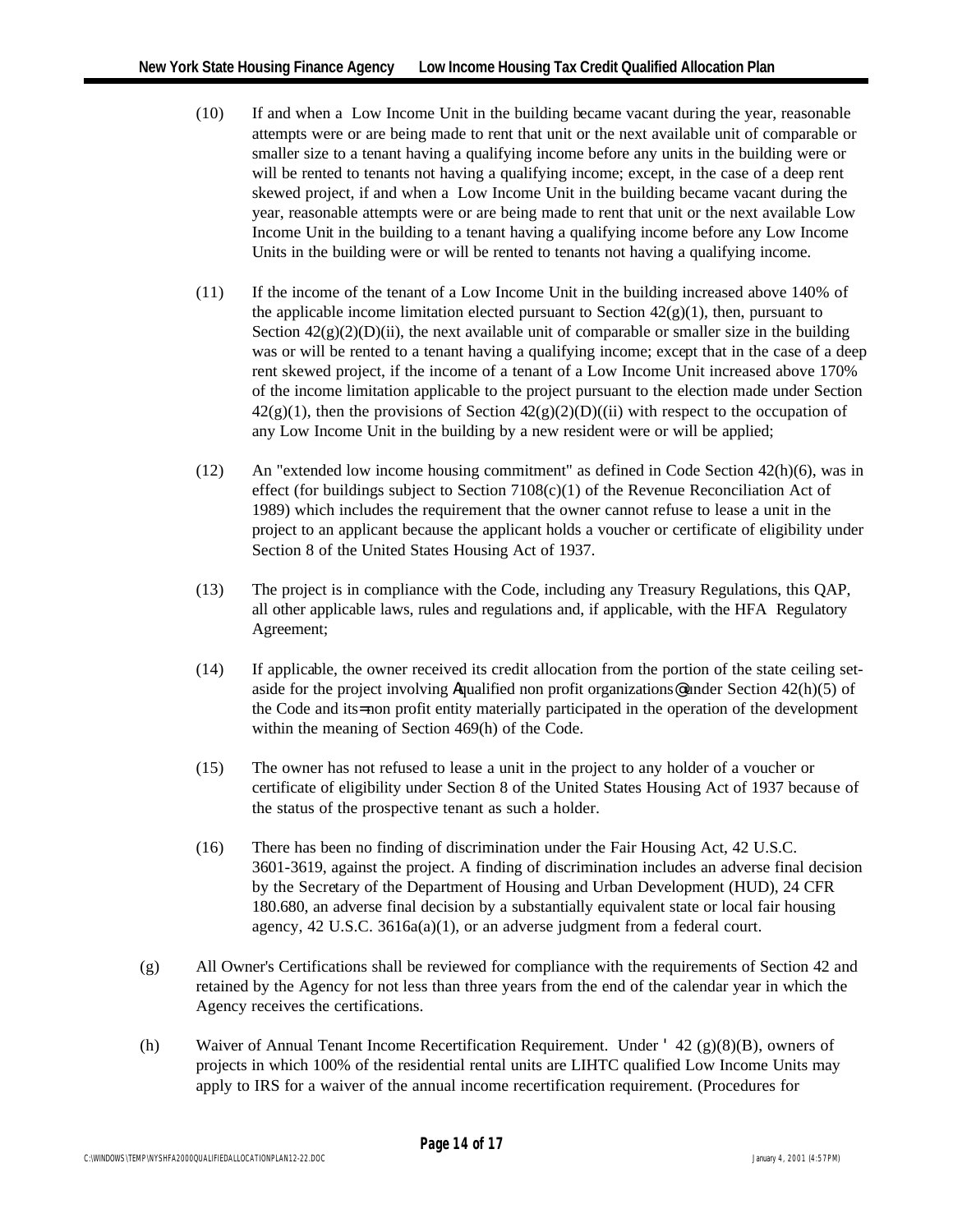(10) If and when a Low Income Unit in the building became vacant during the year, reasonable attempts were or are being made to rent that unit or the next available unit of comparable or smaller size to a tenant having a qualifying income before any units in the building were or will be rented to tenants not having a qualifying income; except, in the case of a deep rent skewed project, if and when a Low Income Unit in the building became vacant during the year, reasonable attempts were or are being made to rent that unit or the next available Low Income Unit in the building to a tenant having a qualifying income before any Low Income Units in the building were or will be rented to tenants not having a qualifying income.

(11) If the income of the tenant of a Low Income Unit in the building increased above 140% of the applicable income limitation elected pursuant to Section 42(g)(1), then, pursuant to Section 42(g)(2)(D)(ii), the next available unit of comparable or smaller size in the building was or will be rented to a tenant having a qualifying income; except that in the case of a deep rent skewed project, if the income of a tenant of a Low Income Unit increased above 170% of the income limitation applicable to the project pursuant to the election made under Section 42(g)(1), then the provisions of Section 42(g)(2)(D)((ii) with respect to the occupation of any Low Income Unit in the building by a new resident were or will be applied;

(12) An "extended low income housing commitment" as defined in Code Section 42(h)(6), was in effect (for buildings subject to Section 7108(c)(1) of the Revenue Reconciliation Act of 1989) which includes the requirement that the owner cannot refuse to lease a unit in the project to an applicant because the applicant holds a voucher or certificate of eligibility under Section 8 of the United States Housing Act of 1937.

(13) The project is in compliance with the Code, including any Treasury Regulations, this QAP, all other applicable laws, rules and regulations and, if applicable, with the HFA Regulatory Agreement;

(14) If applicable, the owner received its credit allocation from the portion of the state ceiling set-aside for the project involving Aqualified non profit organizations@ under Section 42(h)(5) of the Code and its=non profit entity materially participated in the operation of the development within the meaning of Section 469(h) of the Code.

(15) The owner has not refused to lease a unit in the project to any holder of a voucher or certificate of eligibility under Section 8 of the United States Housing Act of 1937 because of the status of the prospective tenant as such a holder.

(16) There has been no finding of discrimination under the Fair Housing Act, 42 U.S.C. 3601-3619, against the project. A finding of discrimination includes an adverse final decision by the Secretary of the Department of Housing and Urban Development (HUD), 24 CFR 180.680, an adverse final decision by a substantially equivalent state or local fair housing agency, 42 U.S.C. 3616a(a)(1), or an adverse judgment from a federal court.

(g) All Owner's Certifications shall be reviewed for compliance with the requirements of Section 42 and retained by the Agency for not less than three years from the end of the calendar year in which the Agency receives the certifications.

(h) Waiver of Annual Tenant Income Recertification Requirement. Under ' 42 (g)(8)(B), owners of projects in which 100% of the residential rental units are LIHTC qualified Low Income Units may apply to IRS for a waiver of the annual income recertification requirement. (Procedures for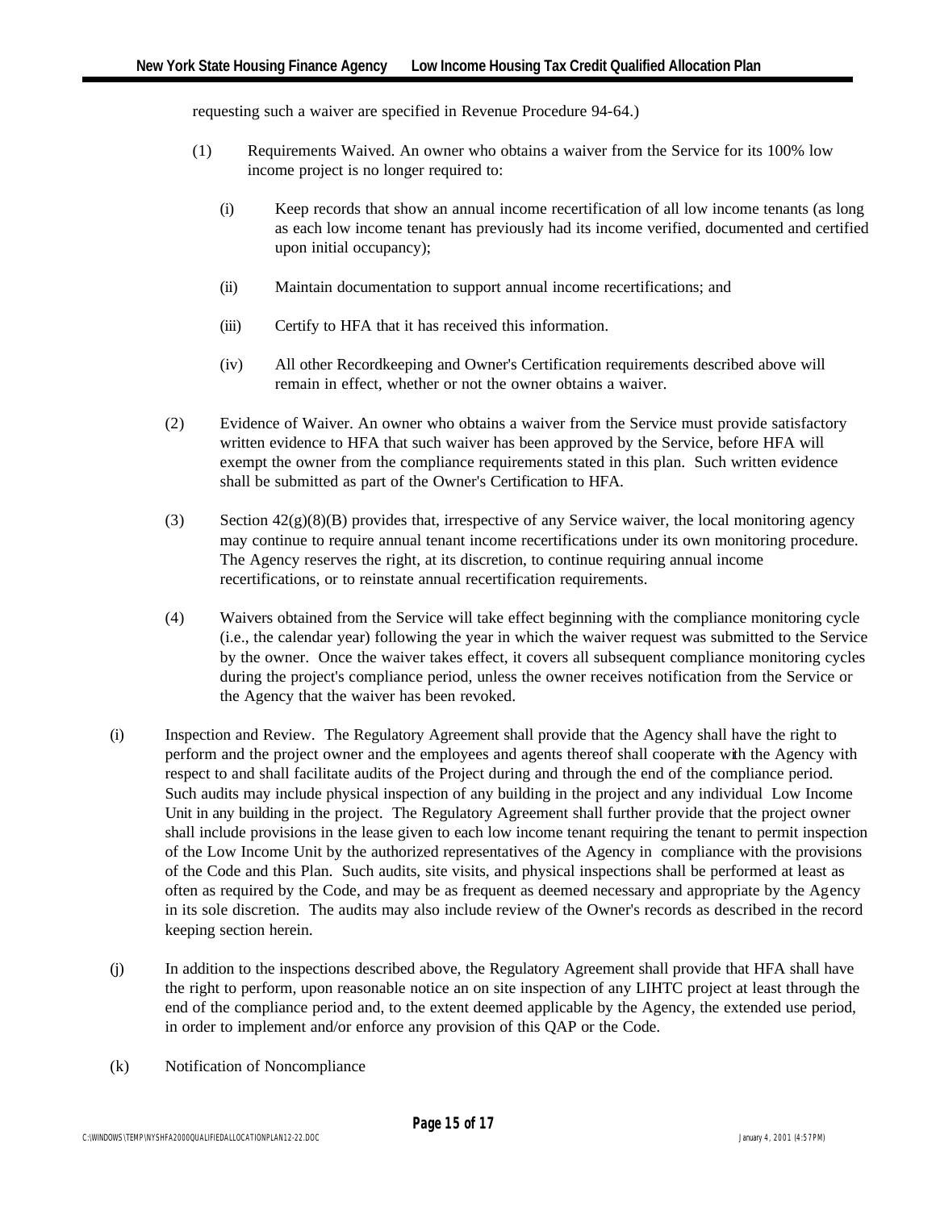requesting such a waiver are specified in Revenue Procedure 94-64.)

(1) Requirements Waived. An owner who obtains a waiver from the Service for its 100% low income project is no longer required to:

(i) Keep records that show an annual income recertification of all low income tenants (as long as each low income tenant has previously had its income verified, documented and certified upon initial occupancy);

(ii) Maintain documentation to support annual income recertifications; and

(iii) Certify to HFA that it has received this information.

(iv) All other Recordkeeping and Owner's Certification requirements described above will remain in effect, whether or not the owner obtains a waiver.

(2) Evidence of Waiver. An owner who obtains a waiver from the Service must provide satisfactory written evidence to HFA that such waiver has been approved by the Service, before HFA will exempt the owner from the compliance requirements stated in this plan. Such written evidence shall be submitted as part of the Owner's Certification to HFA.

(3) Section 42(g)(8)(B) provides that, irrespective of any Service waiver, the local monitoring agency may continue to require annual tenant income recertifications under its own monitoring procedure. The Agency reserves the right, at its discretion, to continue requiring annual income recertifications, or to reinstate annual recertification requirements.

(4) Waivers obtained from the Service will take effect beginning with the compliance monitoring cycle (i.e., the calendar year) following the year in which the waiver request was submitted to the Service by the owner. Once the waiver takes effect, it covers all subsequent compliance monitoring cycles during the project's compliance period, unless the owner receives notification from the Service or the Agency that the waiver has been revoked.

(i) Inspection and Review. The Regulatory Agreement shall provide that the Agency shall have the right to perform and the project owner and the employees and agents thereof shall cooperate with the Agency with respect to and shall facilitate audits of the Project during and through the end of the compliance period. Such audits may include physical inspection of any building in the project and any individual Low Income Unit in any building in the project. The Regulatory Agreement shall further provide that the project owner shall include provisions in the lease given to each low income tenant requiring the tenant to permit inspection of the Low Income Unit by the authorized representatives of the Agency in compliance with the provisions of the Code and this Plan. Such audits, site visits, and physical inspections shall be performed at least as often as required by the Code, and may be as frequent as deemed necessary and appropriate by the Agency in its sole discretion. The audits may also include review of the Owner's records as described in the record keeping section herein.

(j) In addition to the inspections described above, the Regulatory Agreement shall provide that HFA shall have the right to perform, upon reasonable notice an on site inspection of any LIHTC project at least through the end of the compliance period and, to the extent deemed applicable by the Agency, the extended use period, in order to implement and/or enforce any provision of this QAP or the Code.

(k) Notification of Noncompliance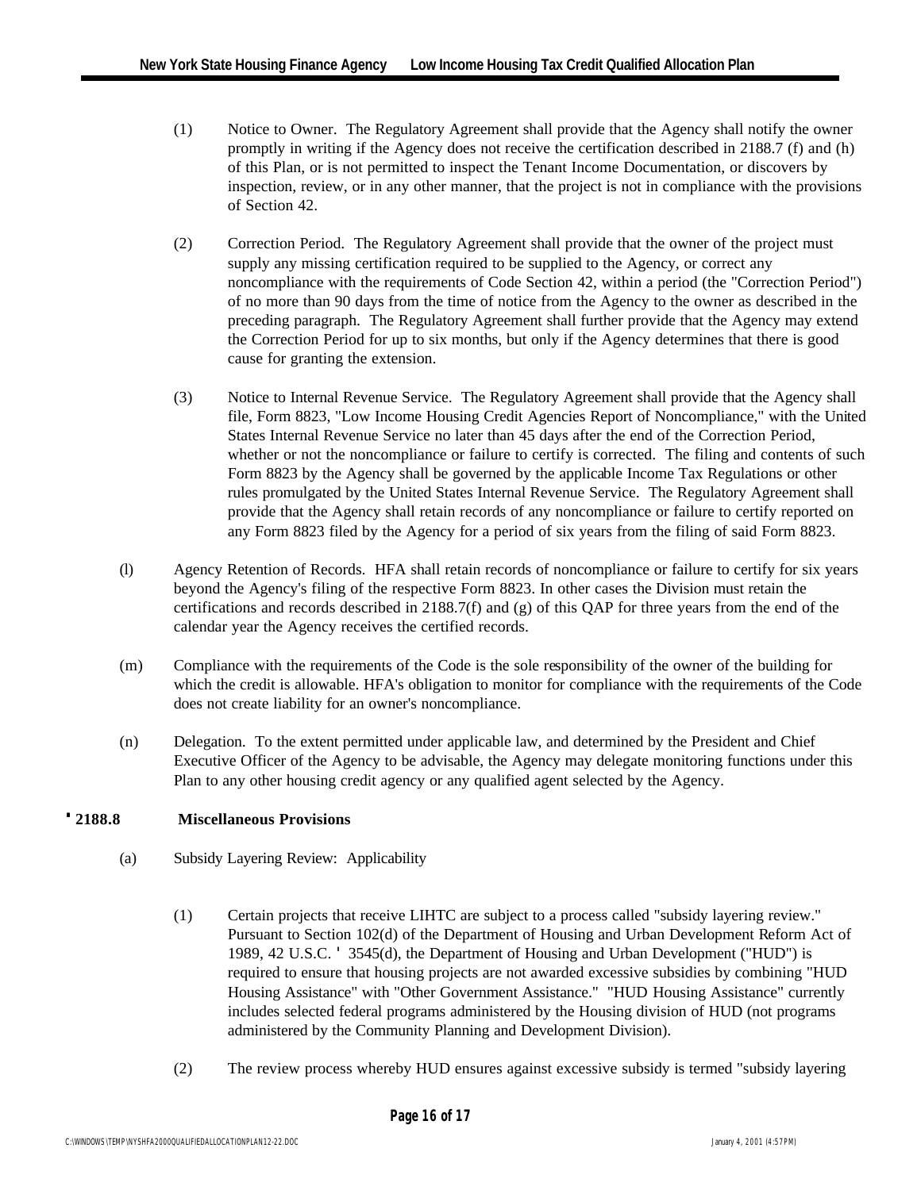(1) Notice to Owner. The Regulatory Agreement shall provide that the Agency shall notify the owner promptly in writing if the Agency does not receive the certification described in 2188.7 (f) and (h) of this Plan, or is not permitted to inspect the Tenant Income Documentation, or discovers by inspection, review, or in any other manner, that the project is not in compliance with the provisions of Section 42.

(2) Correction Period. The Regulatory Agreement shall provide that the owner of the project must supply any missing certification required to be supplied to the Agency, or correct any noncompliance with the requirements of Code Section 42, within a period (the "Correction Period") of no more than 90 days from the time of notice from the Agency to the owner as described in the preceding paragraph. The Regulatory Agreement shall further provide that the Agency may extend the Correction Period for up to six months, but only if the Agency determines that there is good cause for granting the extension.

(3) Notice to Internal Revenue Service. The Regulatory Agreement shall provide that the Agency shall file, Form 8823, "Low Income Housing Credit Agencies Report of Noncompliance," with the United States Internal Revenue Service no later than 45 days after the end of the Correction Period, whether or not the noncompliance or failure to certify is corrected. The filing and contents of such Form 8823 by the Agency shall be governed by the applicable Income Tax Regulations or other rules promulgated by the United States Internal Revenue Service. The Regulatory Agreement shall provide that the Agency shall retain records of any noncompliance or failure to certify reported on any Form 8823 filed by the Agency for a period of six years from the filing of said Form 8823.

(l) Agency Retention of Records. HFA shall retain records of noncompliance or failure to certify for six years beyond the Agency's filing of the respective Form 8823. In other cases the Division must retain the certifications and records described in 2188.7(f) and (g) of this QAP for three years from the end of the calendar year the Agency receives the certified records.

(m) Compliance with the requirements of the Code is the sole responsibility of the owner of the building for which the credit is allowable. HFA's obligation to monitor for compliance with the requirements of the Code does not create liability for an owner's noncompliance.

(n) Delegation. To the extent permitted under applicable law, and determined by the President and Chief Executive Officer of the Agency to be advisable, the Agency may delegate monitoring functions under this Plan to any other housing credit agency or any qualified agent selected by the Agency.

## § 2188.8 Miscellaneous Provisions

(a) Subsidy Layering Review: Applicability

(1) Certain projects that receive LIHTC are subject to a process called "subsidy layering review." Pursuant to Section 102(d) of the Department of Housing and Urban Development Reform Act of 1989, 42 U.S.C. § 3545(d), the Department of Housing and Urban Development ("HUD") is required to ensure that housing projects are not awarded excessive subsidies by combining "HUD Housing Assistance" with "Other Government Assistance." "HUD Housing Assistance" currently includes selected federal programs administered by the Housing division of HUD (not programs administered by the Community Planning and Development Division).

(2) The review process whereby HUD ensures against excessive subsidy is termed "subsidy layering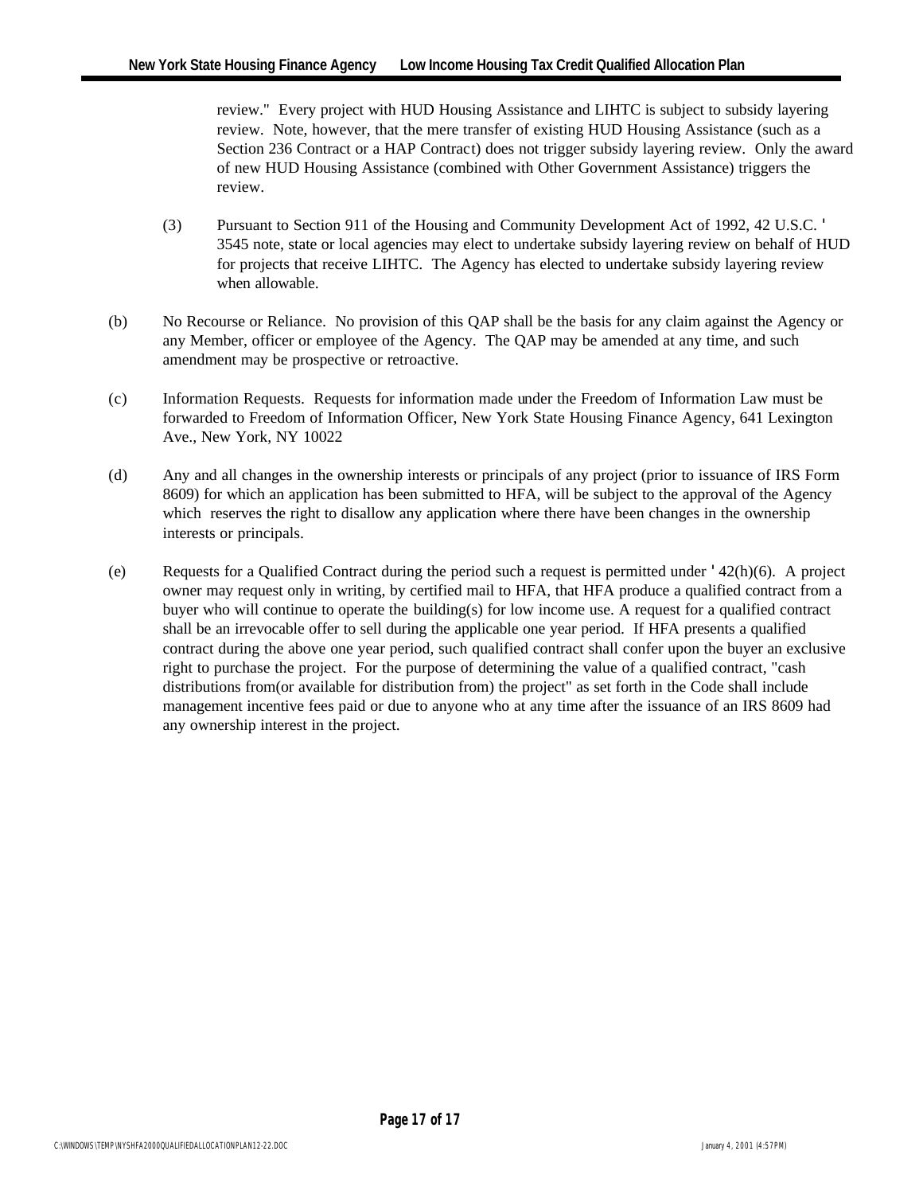review." Every project with HUD Housing Assistance and LIHTC is subject to subsidy layering review. Note, however, that the mere transfer of existing HUD Housing Assistance (such as a Section 236 Contract or a HAP Contract) does not trigger subsidy layering review. Only the award of new HUD Housing Assistance (combined with Other Government Assistance) triggers the review.

(3) Pursuant to Section 911 of the Housing and Community Development Act of 1992, 42 U.S.C. ' 3545 note, state or local agencies may elect to undertake subsidy layering review on behalf of HUD for projects that receive LIHTC. The Agency has elected to undertake subsidy layering review when allowable.

(b) No Recourse or Reliance. No provision of this QAP shall be the basis for any claim against the Agency or any Member, officer or employee of the Agency. The QAP may be amended at any time, and such amendment may be prospective or retroactive.

(c) Information Requests. Requests for information made under the Freedom of Information Law must be forwarded to Freedom of Information Officer, New York State Housing Finance Agency, 641 Lexington Ave., New York, NY 10022

(d) Any and all changes in the ownership interests or principals of any project (prior to issuance of IRS Form 8609) for which an application has been submitted to HFA, will be subject to the approval of the Agency which reserves the right to disallow any application where there have been changes in the ownership interests or principals.

(e) Requests for a Qualified Contract during the period such a request is permitted under ' 42(h)(6). A project owner may request only in writing, by certified mail to HFA, that HFA produce a qualified contract from a buyer who will continue to operate the building(s) for low income use. A request for a qualified contract shall be an irrevocable offer to sell during the applicable one year period. If HFA presents a qualified contract during the above one year period, such qualified contract shall confer upon the buyer an exclusive right to purchase the project. For the purpose of determining the value of a qualified contract, "cash distributions from(or available for distribution from) the project" as set forth in the Code shall include management incentive fees paid or due to anyone who at any time after the issuance of an IRS 8609 had any ownership interest in the project.